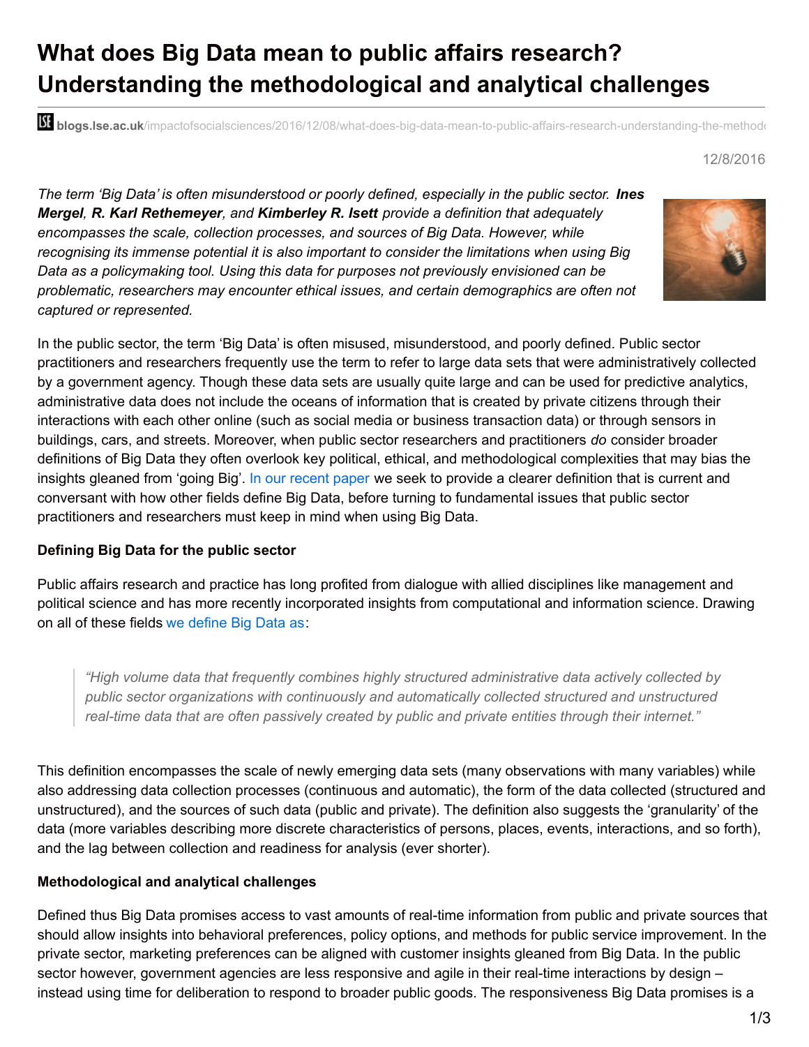# What does Big Data mean to public affairs research? Understanding the methodological and analytical challenges

blogs.lse.ac.uk/impactofsocialsciences/2016/12/08/what-does-big-data-mean-to-public-affairs-research-understanding-the-methodo

12/8/2016

*The term 'Big Data' is often misunderstood or poorly defined, especially in the public sector.* ***Ines Mergel****,* ***R. Karl Rethemeyer****, and* ***Kimberley R. Isett*** *provide a definition that adequately encompasses the scale, collection processes, and sources of Big Data. However, while recognising its immense potential it is also important to consider the limitations when using Big Data as a policymaking tool. Using this data for purposes not previously envisioned can be problematic, researchers may encounter ethical issues, and certain demographics are often not captured or represented.*

In the public sector, the term 'Big Data' is often misused, misunderstood, and poorly defined. Public sector practitioners and researchers frequently use the term to refer to large data sets that were administratively collected by a government agency. Though these data sets are usually quite large and can be used for predictive analytics, administrative data does not include the oceans of information that is created by private citizens through their interactions with each other online (such as social media or business transaction data) or through sensors in buildings, cars, and streets. Moreover, when public sector researchers and practitioners *do* consider broader definitions of Big Data they often overlook key political, ethical, and methodological complexities that may bias the insights gleaned from 'going Big'. In our recent paper we seek to provide a clearer definition that is current and conversant with how other fields define Big Data, before turning to fundamental issues that public sector practitioners and researchers must keep in mind when using Big Data.

**Defining Big Data for the public sector**

Public affairs research and practice has long profited from dialogue with allied disciplines like management and political science and has more recently incorporated insights from computational and information science. Drawing on all of these fields we define Big Data as:

> *"High volume data that frequently combines highly structured administrative data actively collected by public sector organizations with continuously and automatically collected structured and unstructured real-time data that are often passively created by public and private entities through their internet."*

This definition encompasses the scale of newly emerging data sets (many observations with many variables) while also addressing data collection processes (continuous and automatic), the form of the data collected (structured and unstructured), and the sources of such data (public and private). The definition also suggests the 'granularity' of the data (more variables describing more discrete characteristics of persons, places, events, interactions, and so forth), and the lag between collection and readiness for analysis (ever shorter).

**Methodological and analytical challenges**

Defined thus Big Data promises access to vast amounts of real-time information from public and private sources that should allow insights into behavioral preferences, policy options, and methods for public service improvement. In the private sector, marketing preferences can be aligned with customer insights gleaned from Big Data. In the public sector however, government agencies are less responsive and agile in their real-time interactions by design – instead using time for deliberation to respond to broader public goods. The responsiveness Big Data promises is a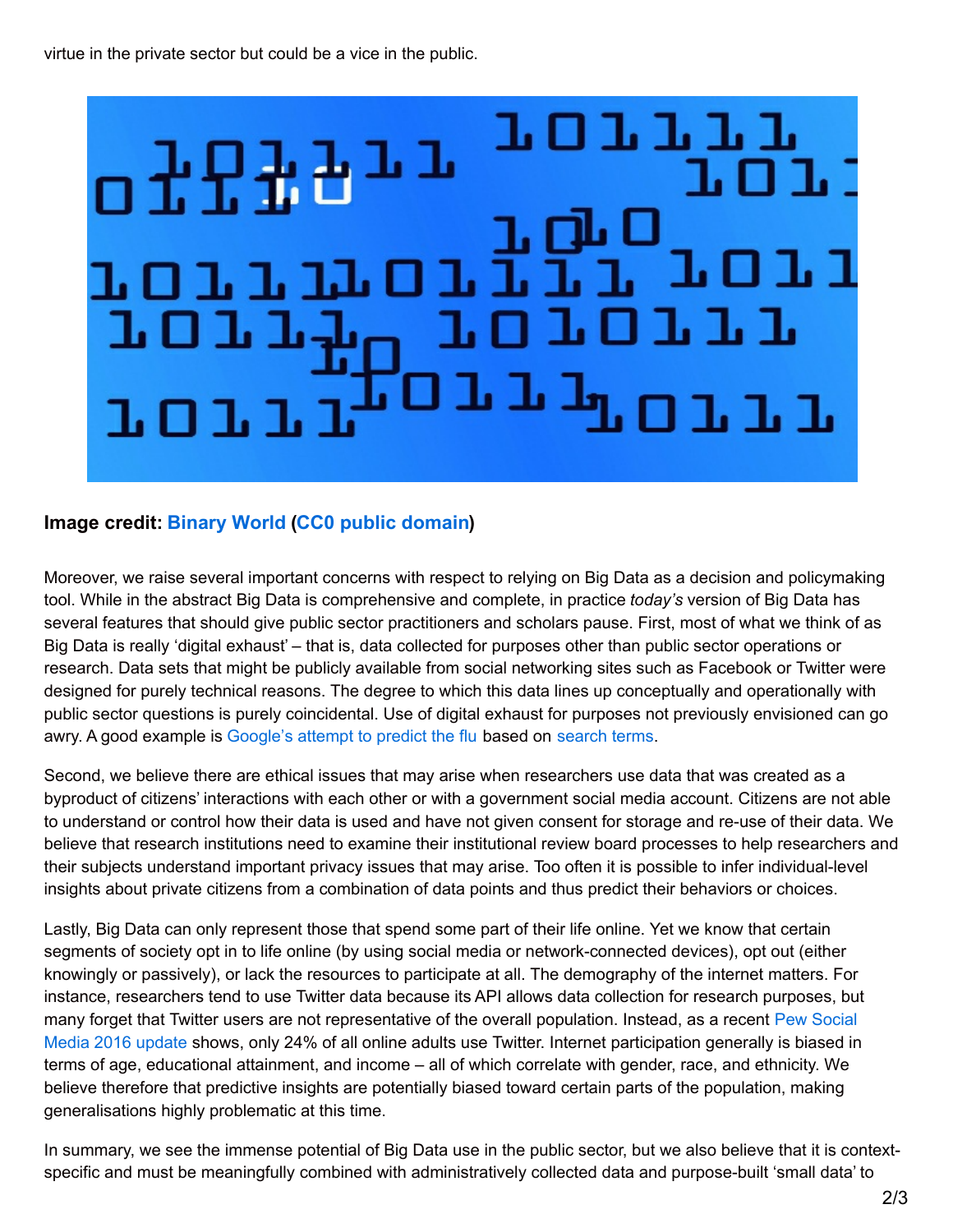virtue in the private sector but could be a vice in the public.

**Image credit: Binary World (CC0 public domain)**

Moreover, we raise several important concerns with respect to relying on Big Data as a decision and policymaking tool. While in the abstract Big Data is comprehensive and complete, in practice *today's* version of Big Data has several features that should give public sector practitioners and scholars pause. First, most of what we think of as Big Data is really 'digital exhaust' – that is, data collected for purposes other than public sector operations or research. Data sets that might be publicly available from social networking sites such as Facebook or Twitter were designed for purely technical reasons. The degree to which this data lines up conceptually and operationally with public sector questions is purely coincidental. Use of digital exhaust for purposes not previously envisioned can go awry. A good example is Google's attempt to predict the flu based on search terms.

Second, we believe there are ethical issues that may arise when researchers use data that was created as a byproduct of citizens' interactions with each other or with a government social media account. Citizens are not able to understand or control how their data is used and have not given consent for storage and re-use of their data. We believe that research institutions need to examine their institutional review board processes to help researchers and their subjects understand important privacy issues that may arise. Too often it is possible to infer individual-level insights about private citizens from a combination of data points and thus predict their behaviors or choices.

Lastly, Big Data can only represent those that spend some part of their life online. Yet we know that certain segments of society opt in to life online (by using social media or network-connected devices), opt out (either knowingly or passively), or lack the resources to participate at all. The demography of the internet matters. For instance, researchers tend to use Twitter data because its API allows data collection for research purposes, but many forget that Twitter users are not representative of the overall population. Instead, as a recent Pew Social Media 2016 update shows, only 24% of all online adults use Twitter. Internet participation generally is biased in terms of age, educational attainment, and income – all of which correlate with gender, race, and ethnicity. We believe therefore that predictive insights are potentially biased toward certain parts of the population, making generalisations highly problematic at this time.

In summary, we see the immense potential of Big Data use in the public sector, but we also believe that it is context-specific and must be meaningfully combined with administratively collected data and purpose-built 'small data' to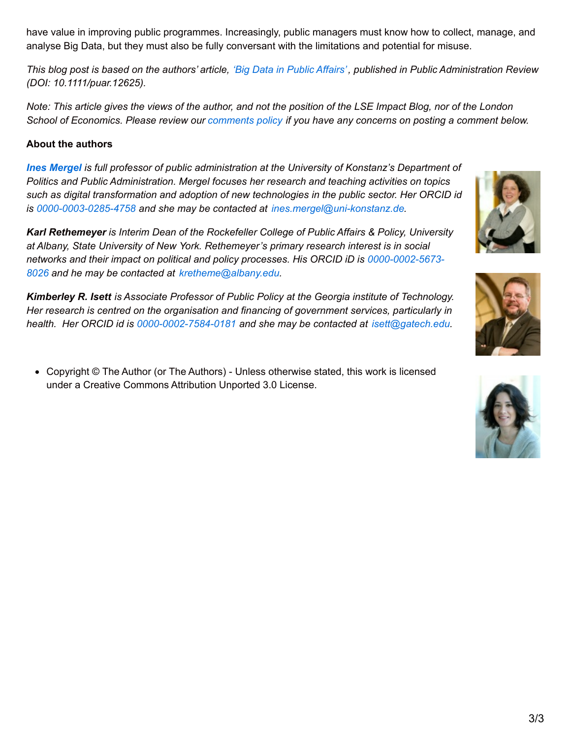have value in improving public programmes. Increasingly, public managers must know how to collect, manage, and analyse Big Data, but they must also be fully conversant with the limitations and potential for misuse.

*This blog post is based on the authors' article, 'Big Data in Public Affairs', published in Public Administration Review (DOI: 10.1111/puar.12625).*

*Note: This article gives the views of the author, and not the position of the LSE Impact Blog, nor of the London School of Economics. Please review our comments policy if you have any concerns on posting a comment below.*

**About the authors**

***Ines Mergel*** *is full professor of public administration at the University of Konstanz's Department of Politics and Public Administration. Mergel focuses her research and teaching activities on topics such as digital transformation and adoption of new technologies in the public sector. Her ORCID id is 0000-0003-0285-4758 and she may be contacted at ines.mergel@uni-konstanz.de.*

***Karl Rethemeyer*** *is Interim Dean of the Rockefeller College of Public Affairs & Policy, University at Albany, State University of New York. Rethemeyer's primary research interest is in social networks and their impact on political and policy processes. His ORCID iD is 0000-0002-5673-8026 and he may be contacted at kretheme@albany.edu.*

***Kimberley R. Isett*** *is Associate Professor of Public Policy at the Georgia institute of Technology. Her research is centred on the organisation and financing of government services, particularly in health. Her ORCID id is 0000-0002-7584-0181 and she may be contacted at isett@gatech.edu.*

- Copyright © The Author (or The Authors) - Unless otherwise stated, this work is licensed under a Creative Commons Attribution Unported 3.0 License.